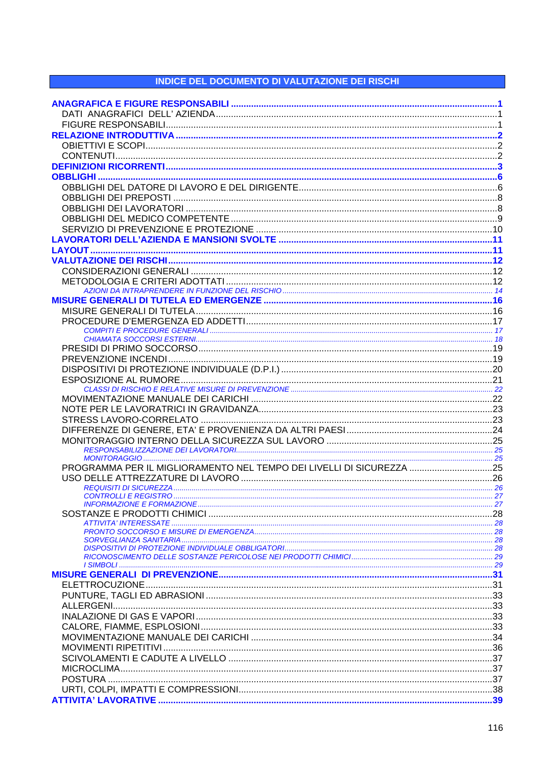## INDICE DEL DOCUMENTO DI VALUTAZIONE DEI RISCHI

**ANAGRAFICA E FIGURE RESPONSABILI** ..... 1
- DATI ANAGRAFICI DELL' AZIENDA ..... 1
- FIGURE RESPONSABILI ..... 1

**RELAZIONE INTRODUTTIVA** ..... 2
- OBIETTIVI E SCOPI ..... 2
- CONTENUTI ..... 2

**DEFINIZIONI RICORRENTI** ..... 3

**OBBLIGHI** ..... 6
- OBBLIGHI DEL DATORE DI LAVORO E DEL DIRIGENTE ..... 6
- OBBLIGHI DEI PREPOSTI ..... 8
- OBBLIGHI DEI LAVORATORI ..... 8
- OBBLIGHI DEL MEDICO COMPETENTE ..... 9
- SERVIZIO DI PREVENZIONE E PROTEZIONE ..... 10

**LAVORATORI DELL'AZIENDA E MANSIONI SVOLTE** ..... 11

**LAYOUT** ..... 11

**VALUTAZIONE DEI RISCHI** ..... 12
- CONSIDERAZIONI GENERALI ..... 12
- METODOLOGIA E CRITERI ADOTTATI ..... 12
  - *AZIONI DA INTRAPRENDERE IN FUNZIONE DEL RISCHIO* ..... 14

**MISURE GENERALI DI TUTELA ED EMERGENZE** ..... 16
- MISURE GENERALI DI TUTELA ..... 16
- PROCEDURE D'EMERGENZA ED ADDETTI ..... 17
  - *COMPITI E PROCEDURE GENERALI* ..... 17
  - *CHIAMATA SOCCORSI ESTERNI* ..... 18
- PRESIDI DI PRIMO SOCCORSO ..... 19
- PREVENZIONE INCENDI ..... 19
- DISPOSITIVI DI PROTEZIONE INDIVIDUALE (D.P.I.) ..... 20
- ESPOSIZIONE AL RUMORE ..... 21
  - *CLASSI DI RISCHIO E RELATIVE MISURE DI PREVENZIONE* ..... 22
- MOVIMENTAZIONE MANUALE DEI CARICHI ..... 22
- NOTE PER LE LAVORATRICI IN GRAVIDANZA ..... 23
- STRESS LAVORO-CORRELATO ..... 23
- DIFFERENZE DI GENERE, ETA' E PROVENIENZA DA ALTRI PAESI ..... 24
- MONITORAGGIO INTERNO DELLA SICUREZZA SUL LAVORO ..... 25
  - *RESPONSABILIZZAZIONE DEI LAVORATORI* ..... 25
  - *MONITORAGGIO* ..... 25
- PROGRAMMA PER IL MIGLIORAMENTO NEL TEMPO DEI LIVELLI DI SICUREZZA ..... 25
- USO DELLE ATTREZZATURE DI LAVORO ..... 26
  - *REQUISITI DI SICUREZZA* ..... 26
  - *CONTROLLI E REGISTRO* ..... 27
  - *INFORMAZIONE E FORMAZIONE* ..... 27
- SOSTANZE E PRODOTTI CHIMICI ..... 28
  - *ATTIVITA' INTERESSATE* ..... 28
  - *PRONTO SOCCORSO E MISURE DI EMERGENZA* ..... 28
  - *SORVEGLIANZA SANITARIA* ..... 28
  - *DISPOSITIVI DI PROTEZIONE INDIVIDUALE OBBLIGATORI* ..... 28
  - *RICONOSCIMENTO DELLE SOSTANZE PERICOLOSE NEI PRODOTTI CHIMICI* ..... 29
  - *I SIMBOLI* ..... 29

**MISURE GENERALI DI PREVENZIONE** ..... 31
- ELETTROCUZIONE ..... 31
- PUNTURE, TAGLI ED ABRASIONI ..... 33
- ALLERGENI ..... 33
- INALAZIONE DI GAS E VAPORI ..... 33
- CALORE, FIAMME, ESPLOSIONI ..... 33
- MOVIMENTAZIONE MANUALE DEI CARICHI ..... 34
- MOVIMENTI RIPETITIVI ..... 36
- SCIVOLAMENTI E CADUTE A LIVELLO ..... 37
- MICROCLIMA ..... 37
- POSTURA ..... 37
- URTI, COLPI, IMPATTI E COMPRESSIONI ..... 38

**ATTIVITA' LAVORATIVE** ..... 39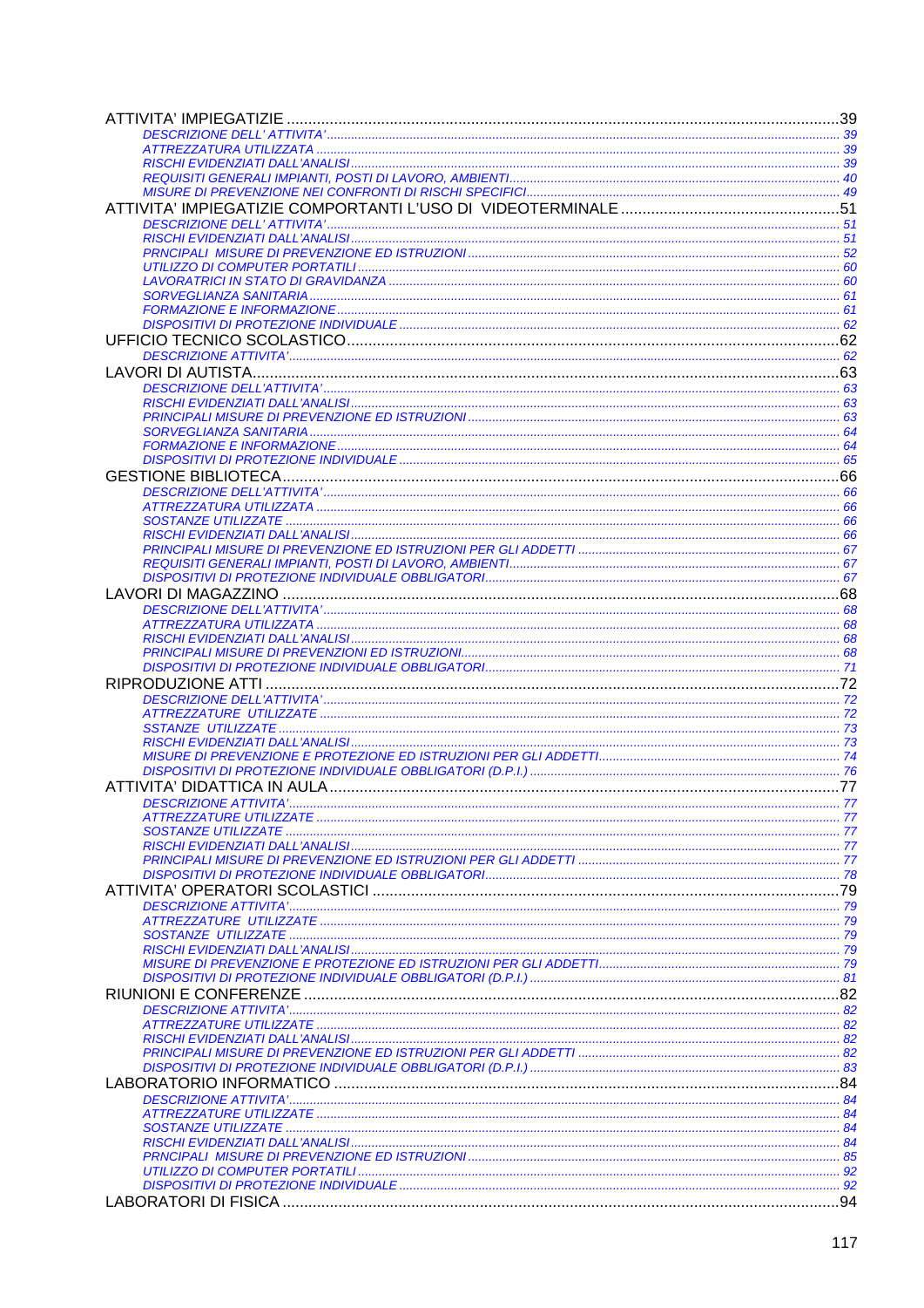ATTIVITA' IMPIEGATIZIE ....................................................................................................................39

*DESCRIZIONE DELL' ATTIVITA' ............................................................................................................ 39*
*ATTREZZATURA UTILIZZATA ............................................................................................................... 39*
*RISCHI EVIDENZIATI DALL'ANALISI .................................................................................................... 39*
*REQUISITI GENERALI IMPIANTI, POSTI DI LAVORO, AMBIENTI ......................................................... 40*
*MISURE DI PREVENZIONE NEI CONFRONTI DI RISCHI SPECIFICI ..................................................... 49*

ATTIVITA' IMPIEGATIZIE COMPORTANTI L'USO DI VIDEOTERMINALE ..................................................51

*DESCRIZIONE DELL' ATTIVITA' ............................................................................................................ 51*
*RISCHI EVIDENZIATI DALL'ANALISI .................................................................................................... 51*
*PRNCIPALI MISURE DI PREVENZIONE ED ISTRUZIONI ....................................................................... 52*
*UTILIZZO DI COMPUTER PORTATILI .................................................................................................... 60*
*LAVORATRICI IN STATO DI GRAVIDANZA ............................................................................................ 60*
*SORVEGLIANZA SANITARIA ................................................................................................................. 61*
*FORMAZIONE E INFORMAZIONE .......................................................................................................... 61*
*DISPOSITIVI DI PROTEZIONE INDIVIDUALE ........................................................................................ 62*

UFFICIO TECNICO SCOLASTICO ...............................................................................................................62

*DESCRIZIONE ATTIVITA' ....................................................................................................................... 62*

LAVORI DI AUTISTA ....................................................................................................................................63

*DESCRIZIONE DELL'ATTIVITA' ............................................................................................................. 63*
*RISCHI EVIDENZIATI DALL'ANALISI .................................................................................................... 63*
*PRINCIPALI MISURE DI PREVENZIONE ED ISTRUZIONI ...................................................................... 63*
*SORVEGLIANZA SANITARIA ................................................................................................................. 64*
*FORMAZIONE E INFORMAZIONE .......................................................................................................... 64*
*DISPOSITIVI DI PROTEZIONE INDIVIDUALE ........................................................................................ 65*

GESTIONE BIBLIOTECA ..............................................................................................................................66

*DESCRIZIONE DELL'ATTIVITA' ............................................................................................................. 66*
*ATTREZZATURA UTILIZZATA ............................................................................................................... 66*
*SOSTANZE UTILIZZATE ........................................................................................................................ 66*
*RISCHI EVIDENZIATI DALL'ANALISI .................................................................................................... 66*
*PRINCIPALI MISURE DI PREVENZIONE ED ISTRUZIONI PER GLI ADDETTI ....................................... 67*
*REQUISITI GENERALI IMPIANTI, POSTI DI LAVORO, AMBIENTI ......................................................... 67*
*DISPOSITIVI DI PROTEZIONE INDIVIDUALE OBBLIGATORI ................................................................ 67*

LAVORI DI MAGAZZINO ..............................................................................................................................68

*DESCRIZIONE DELL'ATTIVITA' ............................................................................................................. 68*
*ATTREZZATURA UTILIZZATA ............................................................................................................... 68*
*RISCHI EVIDENZIATI DALL'ANALISI .................................................................................................... 68*
*PRINCIPALI MISURE DI PREVENZIONI ED ISTRUZIONI ...................................................................... 68*
*DISPOSITIVI DI PROTEZIONE INDIVIDUALE OBBLIGATORI ................................................................ 71*

RIPRODUZIONE ATTI ..................................................................................................................................72

*DESCRIZIONE DELL'ATTIVITA' ............................................................................................................. 72*
*ATTREZZATURE UTILIZZATE .............................................................................................................. 72*
*SSTANZE UTILIZZATE .......................................................................................................................... 73*
*RISCHI EVIDENZIATI DALL'ANALISI .................................................................................................... 73*
*MISURE DI PREVENZIONE E PROTEZIONE ED ISTRUZIONI PER GLI ADDETTI ................................ 74*
*DISPOSITIVI DI PROTEZIONE INDIVIDUALE OBBLIGATORI (D.P.I.) ................................................... 76*

ATTIVITA' DIDATTICA IN AULA ..................................................................................................................77

*DESCRIZIONE ATTIVITA' ....................................................................................................................... 77*
*ATTREZZATURE UTILIZZATE .............................................................................................................. 77*
*SOSTANZE UTILIZZATE ........................................................................................................................ 77*
*RISCHI EVIDENZIATI DALL'ANALISI .................................................................................................... 77*
*PRINCIPALI MISURE DI PREVENZIONE ED ISTRUZIONI PER GLI ADDETTI ....................................... 77*
*DISPOSITIVI DI PROTEZIONE INDIVIDUALE OBBLIGATORI ................................................................ 78*

ATTIVITA' OPERATORI SCOLASTICI .........................................................................................................79

*DESCRIZIONE ATTIVITA' ....................................................................................................................... 79*
*ATTREZZATURE UTILIZZATE .............................................................................................................. 79*
*SOSTANZE UTILIZZATE ........................................................................................................................ 79*
*RISCHI EVIDENZIATI DALL'ANALISI .................................................................................................... 79*
*MISURE DI PREVENZIONE E PROTEZIONE ED ISTRUZIONI PER GLI ADDETTI ................................ 79*
*DISPOSITIVI DI PROTEZIONE INDIVIDUALE OBBLIGATORI (D.P.I.) ................................................... 81*

RIUNIONI E CONFERENZE .........................................................................................................................82

*DESCRIZIONE ATTIVITA' ....................................................................................................................... 82*
*ATTREZZATURE UTILIZZATE .............................................................................................................. 82*
*RISCHI EVIDENZIATI DALL'ANALISI .................................................................................................... 82*
*PRINCIPALI MISURE DI PREVENZIONE ED ISTRUZIONI PER GLI ADDETTI ....................................... 82*
*DISPOSITIVI DI PROTEZIONE INDIVIDUALE OBBLIGATORI (D.P.I.) ................................................... 83*

LABORATORIO INFORMATICO ..................................................................................................................84

*DESCRIZIONE ATTIVITA' ....................................................................................................................... 84*
*ATTREZZATURE UTILIZZATE .............................................................................................................. 84*
*SOSTANZE UTILIZZATE ........................................................................................................................ 84*
*RISCHI EVIDENZIATI DALL'ANALISI .................................................................................................... 84*
*PRNCIPALI MISURE DI PREVENZIONE ED ISTRUZIONI ....................................................................... 85*
*UTILIZZO DI COMPUTER PORTATILI .................................................................................................... 92*
*DISPOSITIVI DI PROTEZIONE INDIVIDUALE ........................................................................................ 92*

LABORATORI DI FISICA ..............................................................................................................................94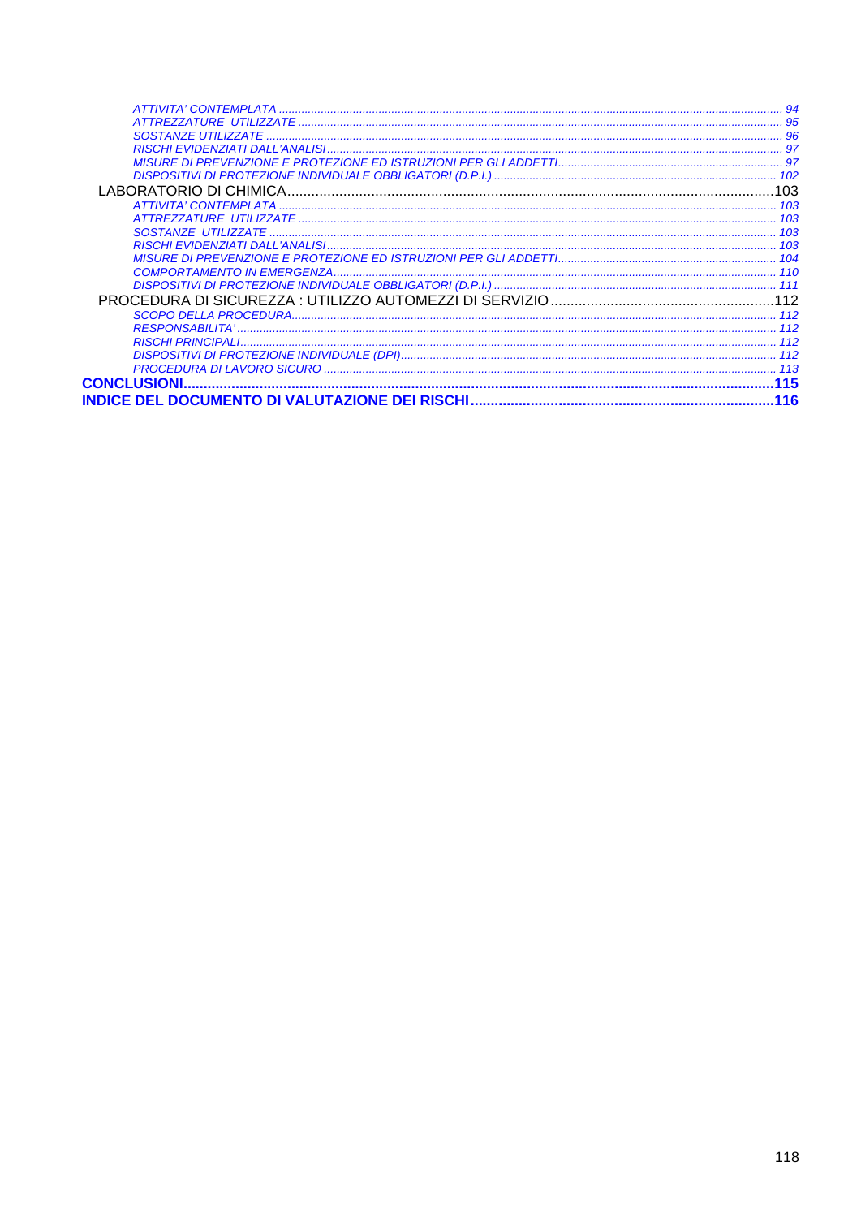*ATTIVITA' CONTEMPLATA* ........................................ 94
*ATTREZZATURE UTILIZZATE* ........................................ 95
*SOSTANZE UTILIZZATE* ........................................ 96
*RISCHI EVIDENZIATI DALL'ANALISI* ........................................ 97
*MISURE DI PREVENZIONE E PROTEZIONE ED ISTRUZIONI PER GLI ADDETTI* ........................................ 97
*DISPOSITIVI DI PROTEZIONE INDIVIDUALE OBBLIGATORI (D.P.I.)* ........................................ 102

LABORATORIO DI CHIMICA ........................................ 103

*ATTIVITA' CONTEMPLATA* ........................................ 103
*ATTREZZATURE UTILIZZATE* ........................................ 103
*SOSTANZE UTILIZZATE* ........................................ 103
*RISCHI EVIDENZIATI DALL'ANALISI* ........................................ 103
*MISURE DI PREVENZIONE E PROTEZIONE ED ISTRUZIONI PER GLI ADDETTI* ........................................ 104
*COMPORTAMENTO IN EMERGENZA* ........................................ 110
*DISPOSITIVI DI PROTEZIONE INDIVIDUALE OBBLIGATORI (D.P.I.)* ........................................ 111

PROCEDURA DI SICUREZZA : UTILIZZO AUTOMEZZI DI SERVIZIO ........................................ 112

*SCOPO DELLA PROCEDURA* ........................................ 112
*RESPONSABILITA'* ........................................ 112
*RISCHI PRINCIPALI* ........................................ 112
*DISPOSITIVI DI PROTEZIONE INDIVIDUALE (DPI)* ........................................ 112
*PROCEDURA DI LAVORO SICURO* ........................................ 113

**CONCLUSIONI** ........................................ **115**

**INDICE DEL DOCUMENTO DI VALUTAZIONE DEI RISCHI** ........................................ **116**